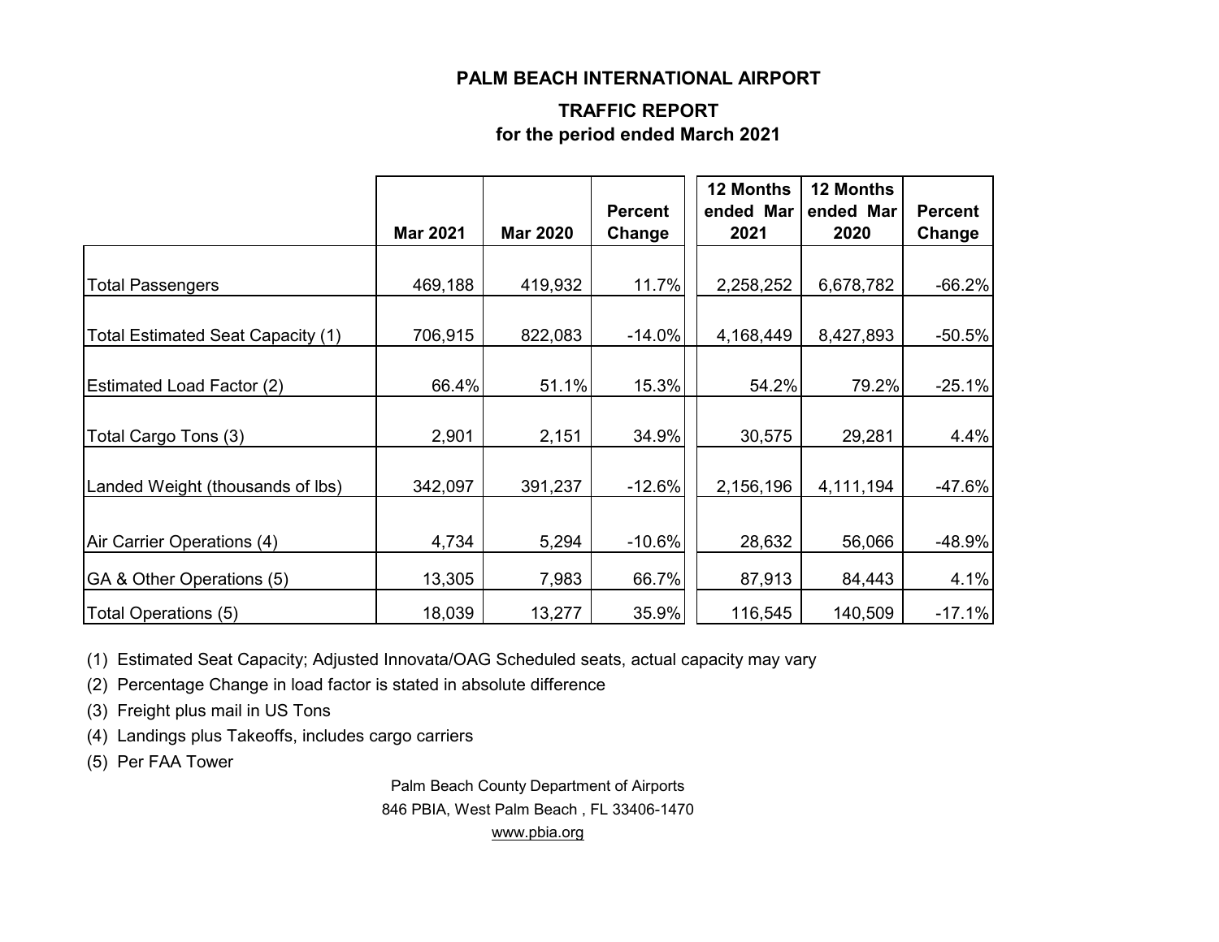# PALM BEACH INTERNATIONAL AIRPORT

## TRAFFIC REPORT
## for the period ended March 2021

| | Mar 2021 | Mar 2020 | Percent Change | 12 Months ended Mar 2021 | 12 Months ended Mar 2020 | Percent Change |
|---|---|---|---|---|---|---|
| Total Passengers | 469,188 | 419,932 | 11.7% | 2,258,252 | 6,678,782 | -66.2% |
| Total Estimated Seat Capacity (1) | 706,915 | 822,083 | -14.0% | 4,168,449 | 8,427,893 | -50.5% |
| Estimated Load Factor (2) | 66.4% | 51.1% | 15.3% | 54.2% | 79.2% | -25.1% |
| Total Cargo Tons (3) | 2,901 | 2,151 | 34.9% | 30,575 | 29,281 | 4.4% |
| Landed Weight (thousands of lbs) | 342,097 | 391,237 | -12.6% | 2,156,196 | 4,111,194 | -47.6% |
| Air Carrier Operations (4) | 4,734 | 5,294 | -10.6% | 28,632 | 56,066 | -48.9% |
| GA & Other Operations (5) | 13,305 | 7,983 | 66.7% | 87,913 | 84,443 | 4.1% |
| Total Operations (5) | 18,039 | 13,277 | 35.9% | 116,545 | 140,509 | -17.1% |

(1) Estimated Seat Capacity; Adjusted Innovata/OAG Scheduled seats, actual capacity may vary

(2) Percentage Change in load factor is stated in absolute difference

(3) Freight plus mail in US Tons

(4) Landings plus Takeoffs, includes cargo carriers

(5) Per FAA Tower

Palm Beach County Department of Airports
846 PBIA, West Palm Beach , FL 33406-1470
www.pbia.org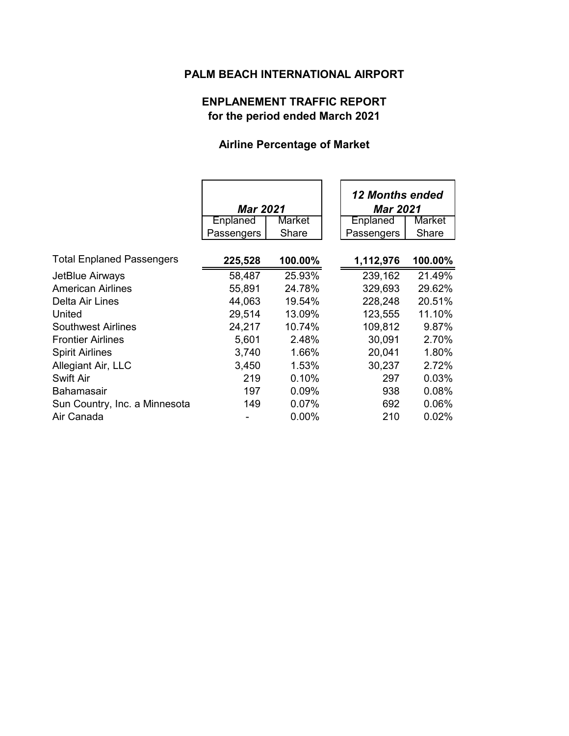# PALM BEACH INTERNATIONAL AIRPORT

## ENPLANEMENT TRAFFIC REPORT
## for the period ended March 2021

### Airline Percentage of Market

| | *Mar 2021* | | *12 Months ended Mar 2021* | |
|---|---|---|---|---|
| | Enplaned Passengers | Market Share | Enplaned Passengers | Market Share |
| Total Enplaned Passengers | **225,528** | **100.00%** | **1,112,976** | **100.00%** |
| JetBlue Airways | 58,487 | 25.93% | 239,162 | 21.49% |
| American Airlines | 55,891 | 24.78% | 329,693 | 29.62% |
| Delta Air Lines | 44,063 | 19.54% | 228,248 | 20.51% |
| United | 29,514 | 13.09% | 123,555 | 11.10% |
| Southwest Airlines | 24,217 | 10.74% | 109,812 | 9.87% |
| Frontier Airlines | 5,601 | 2.48% | 30,091 | 2.70% |
| Spirit Airlines | 3,740 | 1.66% | 20,041 | 1.80% |
| Allegiant Air, LLC | 3,450 | 1.53% | 30,237 | 2.72% |
| Swift Air | 219 | 0.10% | 297 | 0.03% |
| Bahamasair | 197 | 0.09% | 938 | 0.08% |
| Sun Country, Inc. a Minnesota | 149 | 0.07% | 692 | 0.06% |
| Air Canada | - | 0.00% | 210 | 0.02% |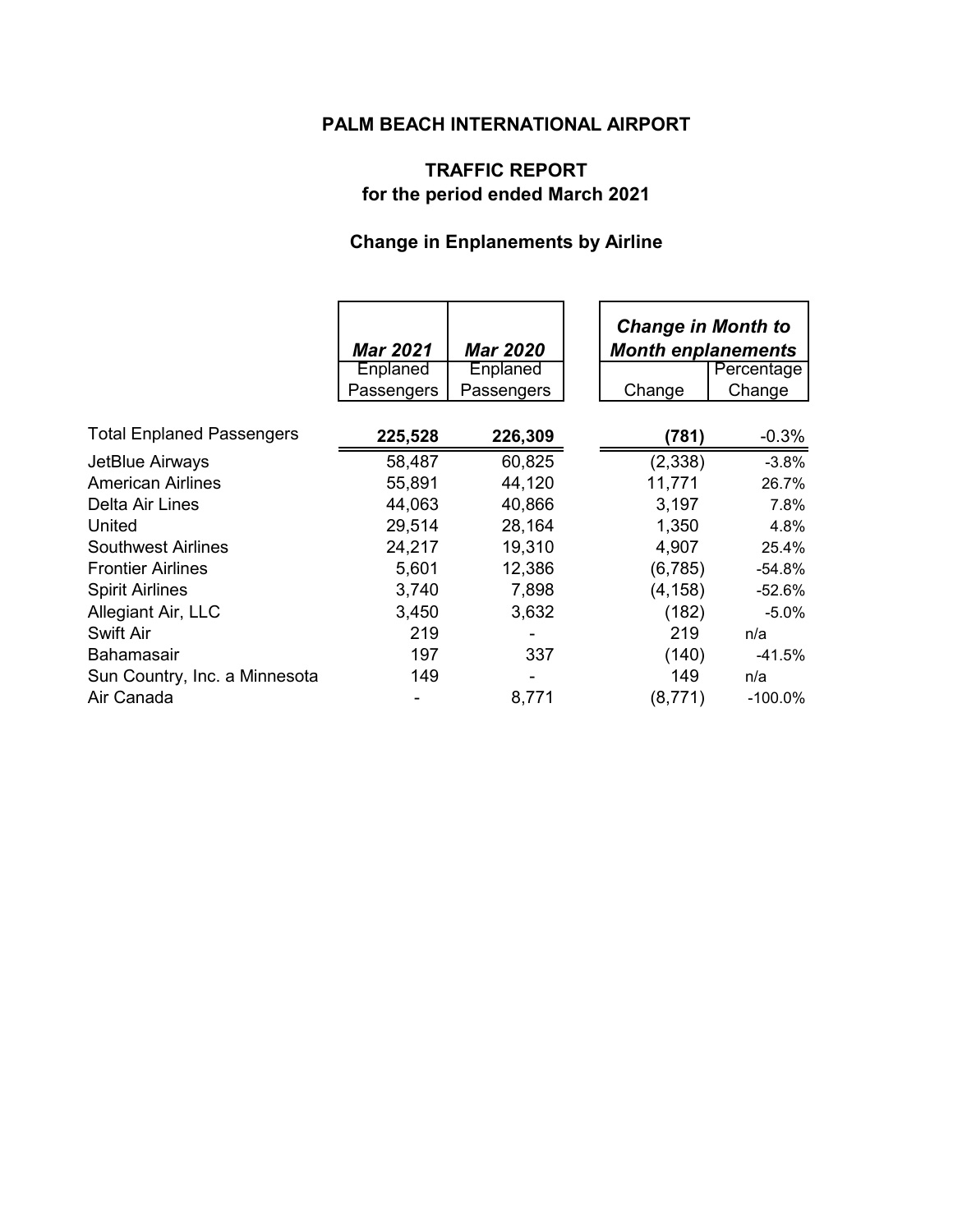# PALM BEACH INTERNATIONAL AIRPORT

## TRAFFIC REPORT
## for the period ended March 2021

### Change in Enplanements by Airline

| | *Mar 2021* Enplaned Passengers | *Mar 2020* Enplaned Passengers | *Change in Month to Month enplanements* Change | Percentage Change |
|---|---|---|---|---|
| Total Enplaned Passengers | **225,528** | **226,309** | **(781)** | -0.3% |
| JetBlue Airways | 58,487 | 60,825 | (2,338) | -3.8% |
| American Airlines | 55,891 | 44,120 | 11,771 | 26.7% |
| Delta Air Lines | 44,063 | 40,866 | 3,197 | 7.8% |
| United | 29,514 | 28,164 | 1,350 | 4.8% |
| Southwest Airlines | 24,217 | 19,310 | 4,907 | 25.4% |
| Frontier Airlines | 5,601 | 12,386 | (6,785) | -54.8% |
| Spirit Airlines | 3,740 | 7,898 | (4,158) | -52.6% |
| Allegiant Air, LLC | 3,450 | 3,632 | (182) | -5.0% |
| Swift Air | 219 | - | 219 | n/a |
| Bahamasair | 197 | 337 | (140) | -41.5% |
| Sun Country, Inc. a Minnesota | 149 | - | 149 | n/a |
| Air Canada | - | 8,771 | (8,771) | -100.0% |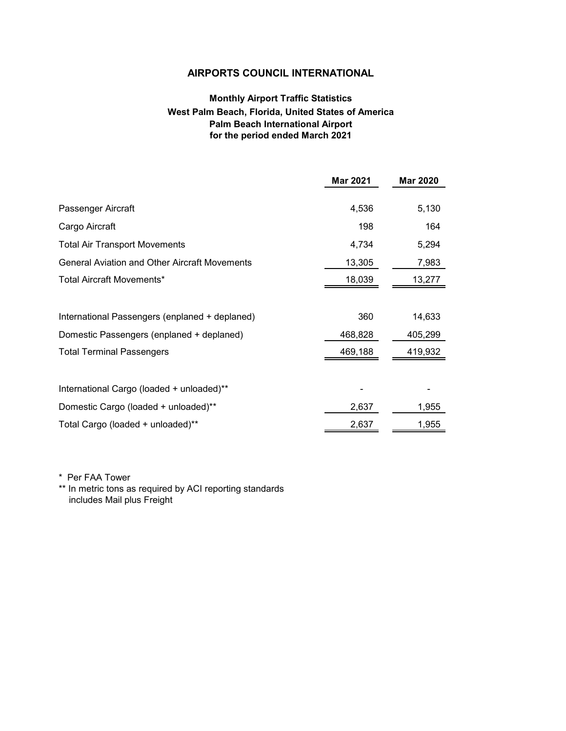# AIRPORTS COUNCIL INTERNATIONAL

## Monthly Airport Traffic Statistics
## West Palm Beach, Florida, United States of America
## Palm Beach International Airport
## for the period ended March 2021

| | Mar 2021 | Mar 2020 |
|---|---|---|
| Passenger Aircraft | 4,536 | 5,130 |
| Cargo Aircraft | 198 | 164 |
| Total Air Transport Movements | 4,734 | 5,294 |
| General Aviation and Other Aircraft Movements | 13,305 | 7,983 |
| Total Aircraft Movements* | 18,039 | 13,277 |
| | | |
| International Passengers (enplaned + deplaned) | 360 | 14,633 |
| Domestic Passengers (enplaned + deplaned) | 468,828 | 405,299 |
| Total Terminal Passengers | 469,188 | 419,932 |
| | | |
| International Cargo (loaded + unloaded)** | - | - |
| Domestic Cargo (loaded + unloaded)** | 2,637 | 1,955 |
| Total Cargo (loaded + unloaded)** | 2,637 | 1,955 |

\* Per FAA Tower

** In metric tons as required by ACI reporting standards includes Mail plus Freight